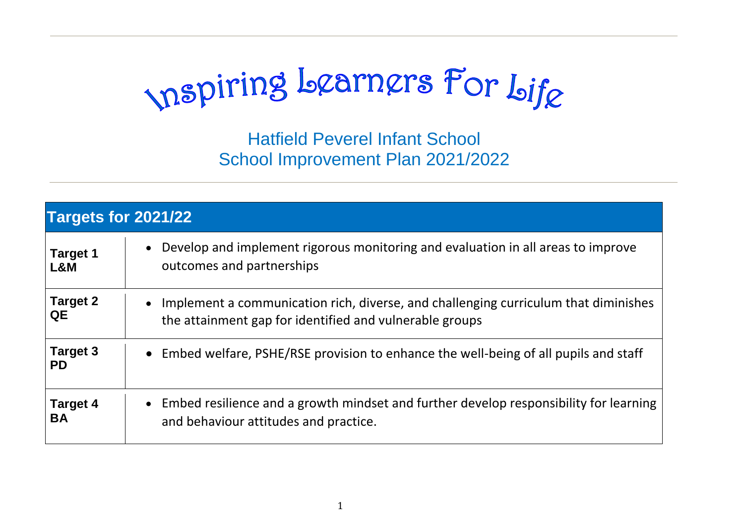# Inspiring Learners For Life

## Hatfield Peverel Infant School
## School Improvement Plan 2021/2022

| Targets for 2021/22 | |
|---|---|
| **Target 1 L&M** | • Develop and implement rigorous monitoring and evaluation in all areas to improve outcomes and partnerships |
| **Target 2 QE** | • Implement a communication rich, diverse, and challenging curriculum that diminishes the attainment gap for identified and vulnerable groups |
| **Target 3 PD** | • Embed welfare, PSHE/RSE provision to enhance the well-being of all pupils and staff |
| **Target 4 BA** | • Embed resilience and a growth mindset and further develop responsibility for learning and behaviour attitudes and practice. |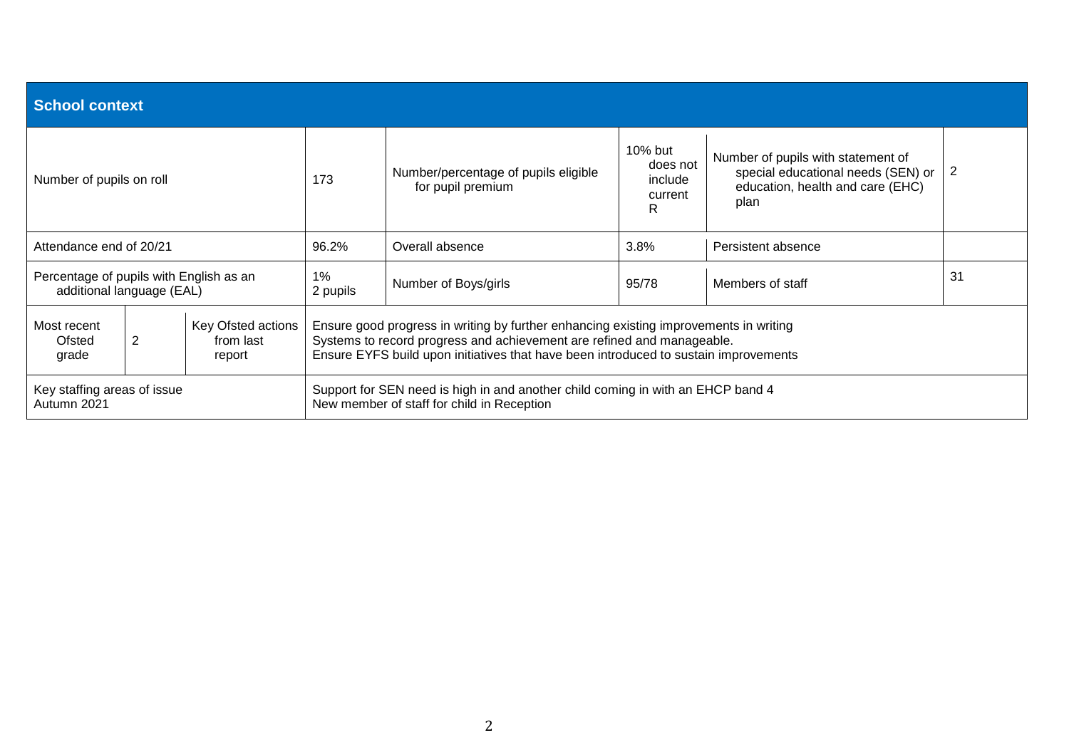## School context

| | | | | | | | | |
|---|---|---|---|---|---|---|---|---|
| Number of pupils on roll | | | 173 | Number/percentage of pupils eligible for pupil premium | 10% but does not include current R | Number of pupils with statement of special educational needs (SEN) or education, health and care (EHC) plan | 2 |
| Attendance end of 20/21 | | | 96.2% | Overall absence | 3.8% | Persistent absence | |
| Percentage of pupils with English as an additional language (EAL) | | | 1%<br>2 pupils | Number of Boys/girls | 95/78 | Members of staff | 31 |
| Most recent Ofsted grade | 2 | Key Ofsted actions from last report | Ensure good progress in writing by further enhancing existing improvements in writing<br>Systems to record progress and achievement are refined and manageable.<br>Ensure EYFS build upon initiatives that have been introduced to sustain improvements | | | | |
| Key staffing areas of issue Autumn 2021 | | | Support for SEN need is high in and another child coming in with an EHCP band 4<br>New member of staff for child in Reception | | | | |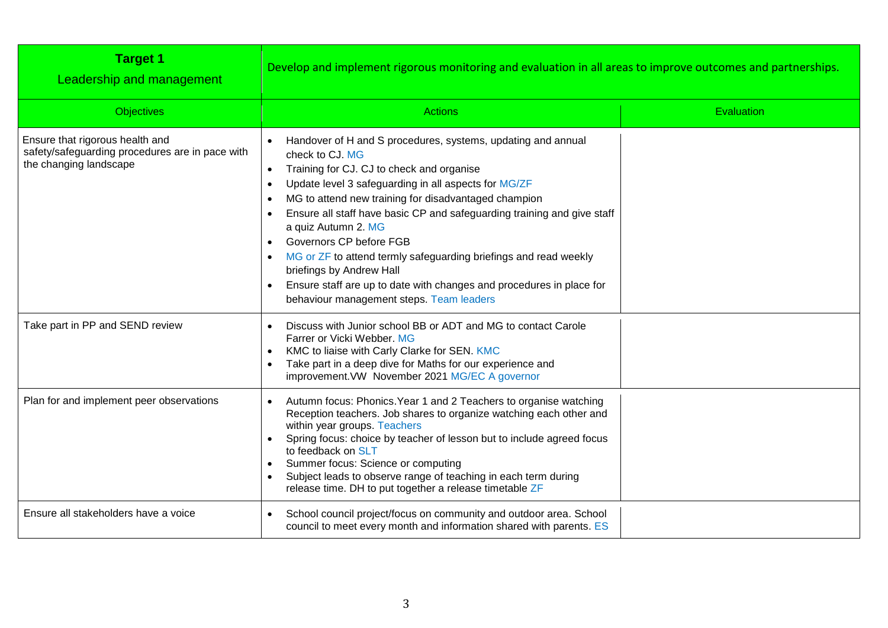| **Target 1** Leadership and management | Develop and implement rigorous monitoring and evaluation in all areas to improve outcomes and partnerships. | |
|---|---|---|
| Objectives | Actions | Evaluation |
| Ensure that rigorous health and safety/safeguarding procedures are in pace with the changing landscape | • Handover of H and S procedures, systems, updating and annual check to CJ. MG<br>• Training for CJ. CJ to check and organise<br>• Update level 3 safeguarding in all aspects for MG/ZF<br>• MG to attend new training for disadvantaged champion<br>• Ensure all staff have basic CP and safeguarding training and give staff a quiz Autumn 2. MG<br>• Governors CP before FGB<br>• MG or ZF to attend termly safeguarding briefings and read weekly briefings by Andrew Hall<br>• Ensure staff are up to date with changes and procedures in place for behaviour management steps. Team leaders | |
| Take part in PP and SEND review | • Discuss with Junior school BB or ADT and MG to contact Carole Farrer or Vicki Webber. MG<br>• KMC to liaise with Carly Clarke for SEN. KMC<br>• Take part in a deep dive for Maths for our experience and improvement.VW November 2021 MG/EC A governor | |
| Plan for and implement peer observations | • Autumn focus: Phonics.Year 1 and 2 Teachers to organise watching Reception teachers. Job shares to organize watching each other and within year groups. Teachers<br>• Spring focus: choice by teacher of lesson but to include agreed focus to feedback on SLT<br>• Summer focus: Science or computing<br>• Subject leads to observe range of teaching in each term during release time. DH to put together a release timetable ZF | |
| Ensure all stakeholders have a voice | • School council project/focus on community and outdoor area. School council to meet every month and information shared with parents. ES | |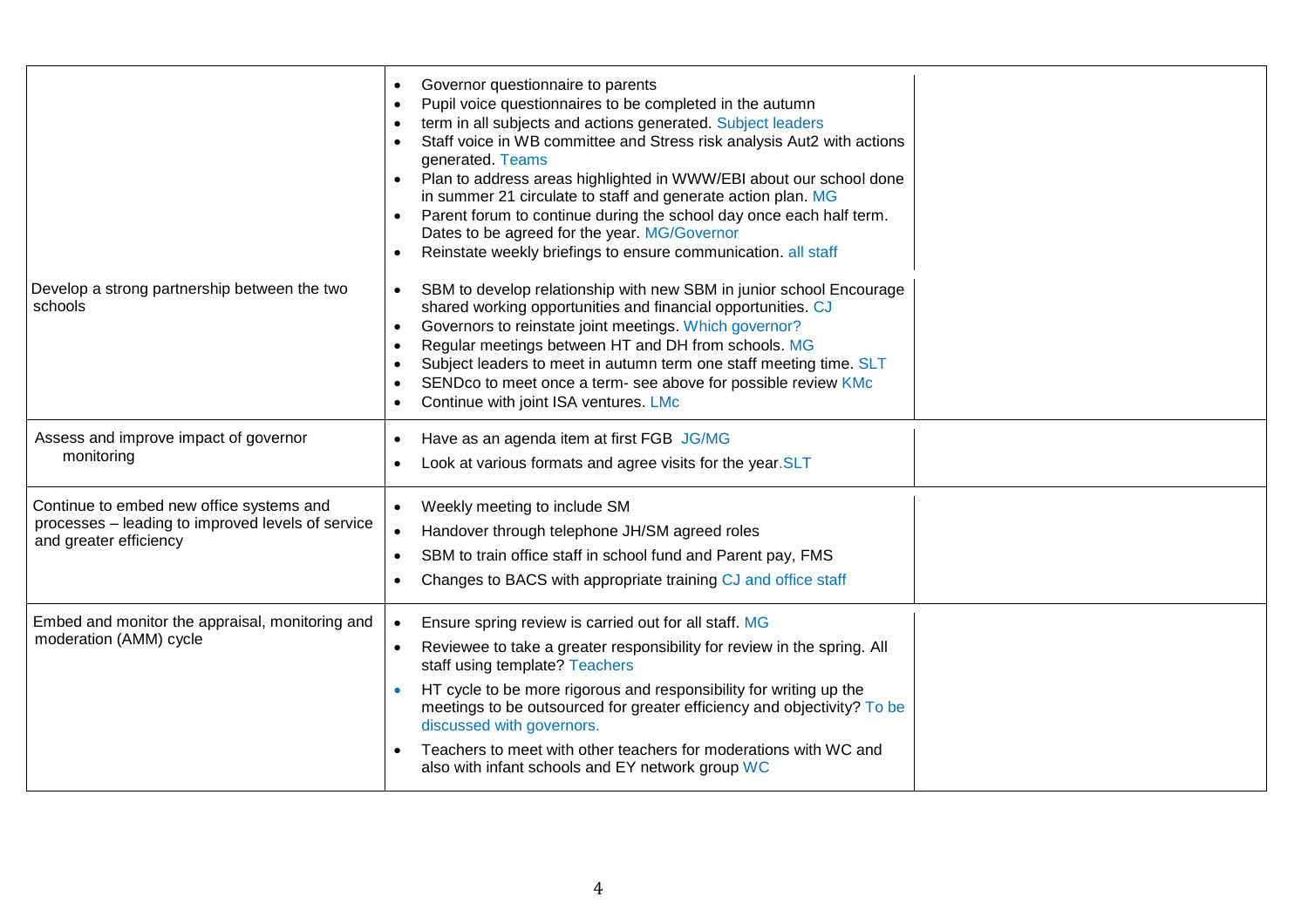| | | |
|---|---|---|
| | • Governor questionnaire to parents<br>• Pupil voice questionnaires to be completed in the autumn<br>• term in all subjects and actions generated. Subject leaders<br>• Staff voice in WB committee and Stress risk analysis Aut2 with actions generated. Teams<br>• Plan to address areas highlighted in WWW/EBI about our school done in summer 21 circulate to staff and generate action plan. MG<br>• Parent forum to continue during the school day once each half term. Dates to be agreed for the year. MG/Governor<br>• Reinstate weekly briefings to ensure communication. all staff | |
| Develop a strong partnership between the two schools | • SBM to develop relationship with new SBM in junior school Encourage shared working opportunities and financial opportunities. CJ<br>• Governors to reinstate joint meetings. Which governor?<br>• Regular meetings between HT and DH from schools. MG<br>• Subject leaders to meet in autumn term one staff meeting time. SLT<br>• SENDco to meet once a term- see above for possible review KMc<br>• Continue with joint ISA ventures. LMc | |
| Assess and improve impact of governor monitoring | • Have as an agenda item at first FGB JG/MG<br>• Look at various formats and agree visits for the year.SLT | |
| Continue to embed new office systems and processes – leading to improved levels of service and greater efficiency | • Weekly meeting to include SM<br>• Handover through telephone JH/SM agreed roles<br>• SBM to train office staff in school fund and Parent pay, FMS<br>• Changes to BACS with appropriate training CJ and office staff | |
| Embed and monitor the appraisal, monitoring and moderation (AMM) cycle | • Ensure spring review is carried out for all staff. MG<br>• Reviewee to take a greater responsibility for review in the spring. All staff using template? Teachers<br>• HT cycle to be more rigorous and responsibility for writing up the meetings to be outsourced for greater efficiency and objectivity? To be discussed with governors.<br>• Teachers to meet with other teachers for moderations with WC and also with infant schools and EY network group WC | |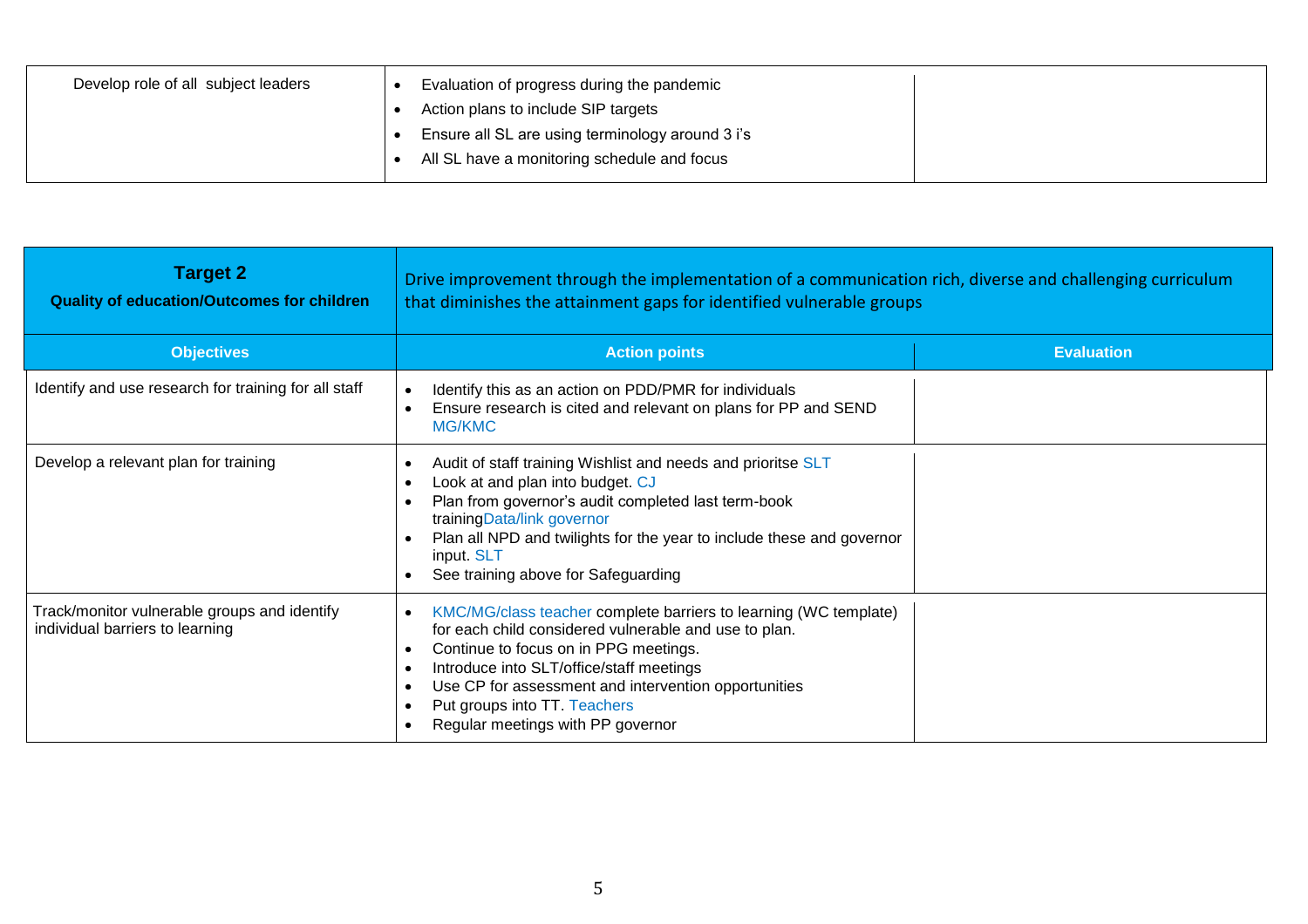| | | |
|---|---|---|
| Develop role of all subject leaders | • Evaluation of progress during the pandemic<br>• Action plans to include SIP targets<br>• Ensure all SL are using terminology around 3 i's<br>• All SL have a monitoring schedule and focus | |

| **Target 2**<br>**Quality of education/Outcomes for children** | Drive improvement through the implementation of a communication rich, diverse and challenging curriculum that diminishes the attainment gaps for identified vulnerable groups | |
|---|---|---|
| **Objectives** | **Action points** | **Evaluation** |
| Identify and use research for training for all staff | • Identify this as an action on PDD/PMR for individuals<br>• Ensure research is cited and relevant on plans for PP and SEND MG/KMC | |
| Develop a relevant plan for training | • Audit of staff training Wishlist and needs and prioritse SLT<br>• Look at and plan into budget. CJ<br>• Plan from governor's audit completed last term-book trainingData/link governor<br>• Plan all NPD and twilights for the year to include these and governor input. SLT<br>• See training above for Safeguarding | |
| Track/monitor vulnerable groups and identify individual barriers to learning | • KMC/MG/class teacher complete barriers to learning (WC template) for each child considered vulnerable and use to plan.<br>• Continue to focus on in PPG meetings.<br>• Introduce into SLT/office/staff meetings<br>• Use CP for assessment and intervention opportunities<br>• Put groups into TT. Teachers<br>• Regular meetings with PP governor | |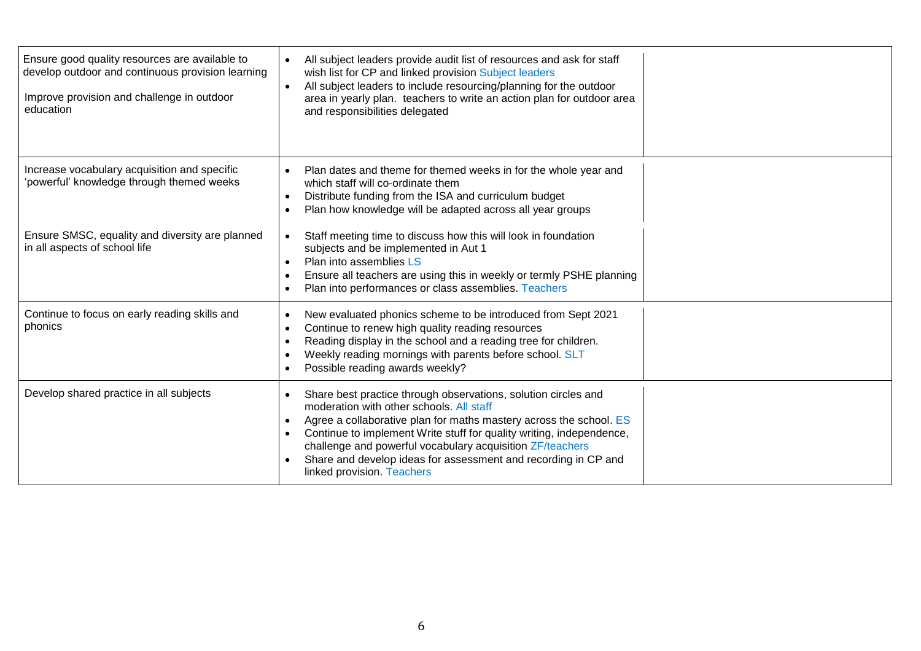| | | |
|---|---|---|
| Ensure good quality resources are available to develop outdoor and continuous provision learning<br><br>Improve provision and challenge in outdoor education | • All subject leaders provide audit list of resources and ask for staff wish list for CP and linked provision Subject leaders<br>• All subject leaders to include resourcing/planning for the outdoor area in yearly plan. teachers to write an action plan for outdoor area and responsibilities delegated | |
| Increase vocabulary acquisition and specific 'powerful' knowledge through themed weeks<br><br>Ensure SMSC, equality and diversity are planned in all aspects of school life | • Plan dates and theme for themed weeks in for the whole year and which staff will co-ordinate them<br>• Distribute funding from the ISA and curriculum budget<br>• Plan how knowledge will be adapted across all year groups<br><br>• Staff meeting time to discuss how this will look in foundation subjects and be implemented in Aut 1<br>• Plan into assemblies LS<br>• Ensure all teachers are using this in weekly or termly PSHE planning<br>• Plan into performances or class assemblies. Teachers | |
| Continue to focus on early reading skills and phonics | • New evaluated phonics scheme to be introduced from Sept 2021<br>• Continue to renew high quality reading resources<br>• Reading display in the school and a reading tree for children.<br>• Weekly reading mornings with parents before school. SLT<br>• Possible reading awards weekly? | |
| Develop shared practice in all subjects | • Share best practice through observations, solution circles and moderation with other schools. All staff<br>• Agree a collaborative plan for maths mastery across the school. ES<br>• Continue to implement Write stuff for quality writing, independence, challenge and powerful vocabulary acquisition ZF/teachers<br>• Share and develop ideas for assessment and recording in CP and linked provision. Teachers | |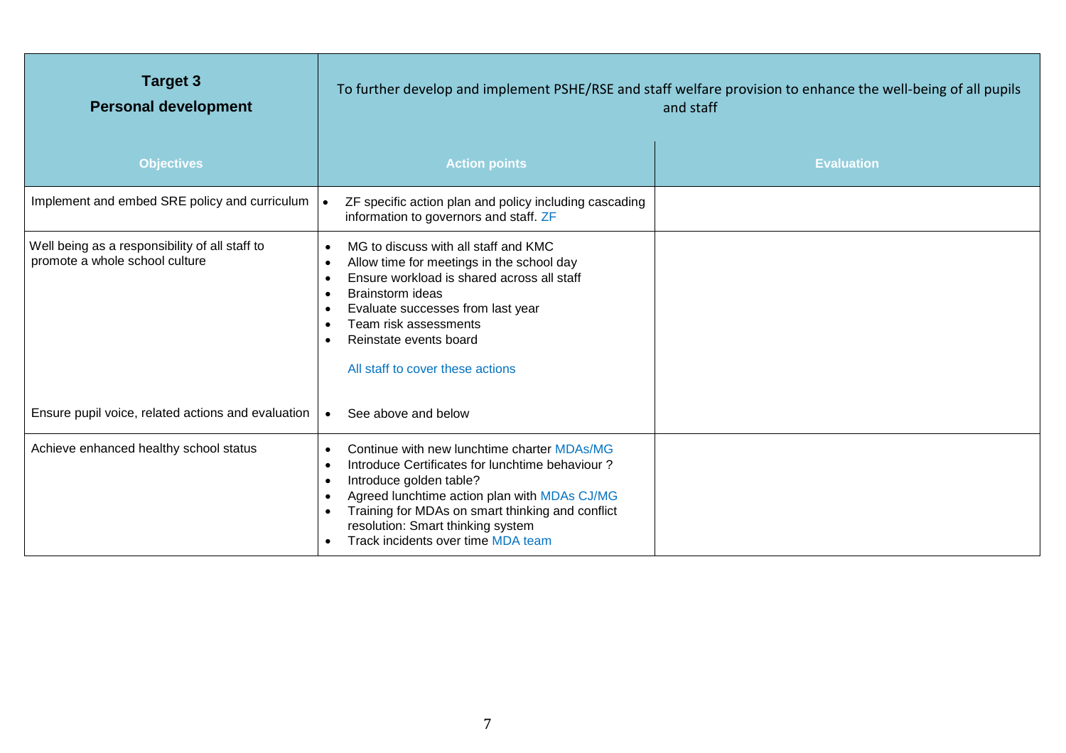| **Target 3**<br>**Personal development** | To further develop and implement PSHE/RSE and staff welfare provision to enhance the well-being of all pupils and staff | |
|---|---|---|
| **Objectives** | **Action points** | **Evaluation** |
| Implement and embed SRE policy and curriculum | • ZF specific action plan and policy including cascading information to governors and staff. ZF | |
| Well being as a responsibility of all staff to promote a whole school culture<br><br>Ensure pupil voice, related actions and evaluation | • MG to discuss with all staff and KMC<br>• Allow time for meetings in the school day<br>• Ensure workload is shared across all staff<br>• Brainstorm ideas<br>• Evaluate successes from last year<br>• Team risk assessments<br>• Reinstate events board<br><br>All staff to cover these actions<br><br>• See above and below | |
| Achieve enhanced healthy school status | • Continue with new lunchtime charter MDAs/MG<br>• Introduce Certificates for lunchtime behaviour ?<br>• Introduce golden table?<br>• Agreed lunchtime action plan with MDAs CJ/MG<br>• Training for MDAs on smart thinking and conflict resolution: Smart thinking system<br>• Track incidents over time MDA team | |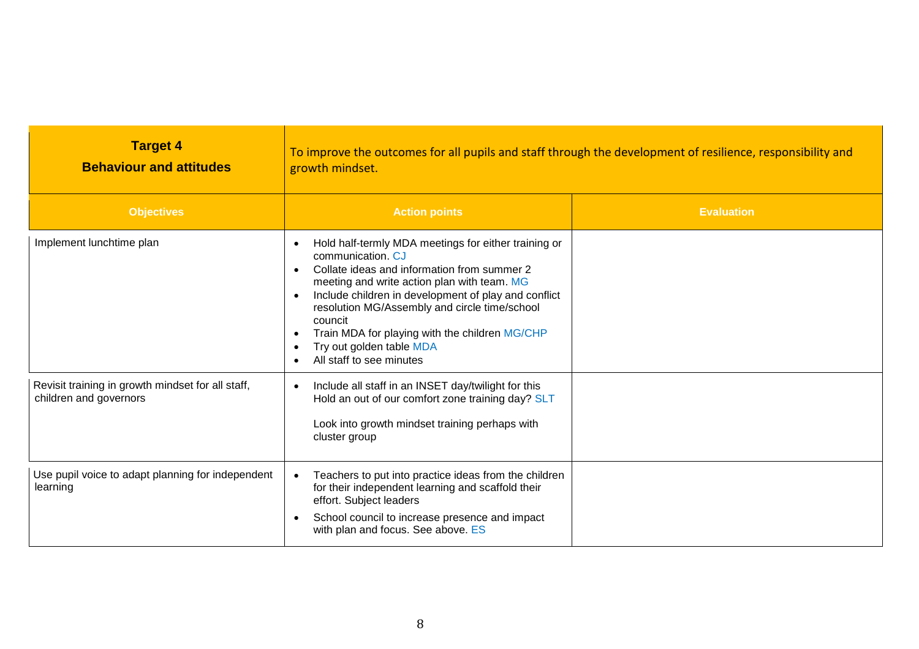| **Target 4**<br>**Behaviour and attitudes** | To improve the outcomes for all pupils and staff through the development of resilience, responsibility and growth mindset. | |
|---|---|---|
| **Objectives** | **Action points** | **Evaluation** |
| Implement lunchtime plan | • Hold half-termly MDA meetings for either training or communication. CJ<br>• Collate ideas and information from summer 2 meeting and write action plan with team. MG<br>• Include children in development of play and conflict resolution MG/Assembly and circle time/school council<br>• Train MDA for playing with the children MG/CHP<br>• Try out golden table MDA<br>• All staff to see minutes | |
| Revisit training in growth mindset for all staff, children and governors | • Include all staff in an INSET day/twilight for this Hold an out of our comfort zone training day? SLT<br><br>Look into growth mindset training perhaps with cluster group | |
| Use pupil voice to adapt planning for independent learning | • Teachers to put into practice ideas from the children for their independent learning and scaffold their effort. Subject leaders<br>• School council to increase presence and impact with plan and focus. See above. ES | |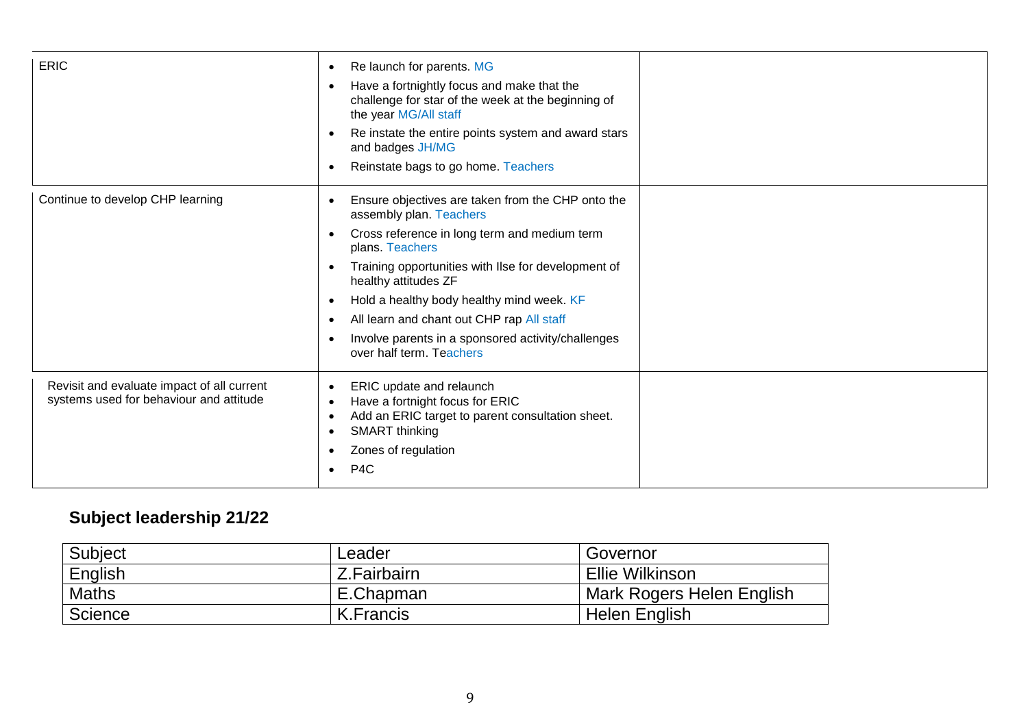| | | |
|---|---|---|
| ERIC | • Re launch for parents. MG<br>• Have a fortnightly focus and make that the challenge for star of the week at the beginning of the year MG/All staff<br>• Re instate the entire points system and award stars and badges JH/MG<br>• Reinstate bags to go home. Teachers | |
| Continue to develop CHP learning | • Ensure objectives are taken from the CHP onto the assembly plan. Teachers<br>• Cross reference in long term and medium term plans. Teachers<br>• Training opportunities with Ilse for development of healthy attitudes ZF<br>• Hold a healthy body healthy mind week. KF<br>• All learn and chant out CHP rap All staff<br>• Involve parents in a sponsored activity/challenges over half term. Teachers | |
| Revisit and evaluate impact of all current systems used for behaviour and attitude | • ERIC update and relaunch<br>• Have a fortnight focus for ERIC<br>• Add an ERIC target to parent consultation sheet.<br>• SMART thinking<br>• Zones of regulation<br>• P4C | |

## Subject leadership 21/22

| Subject | Leader | Governor |
|---|---|---|
| English | Z.Fairbairn | Ellie Wilkinson |
| Maths | E.Chapman | Mark Rogers Helen English |
| Science | K.Francis | Helen English |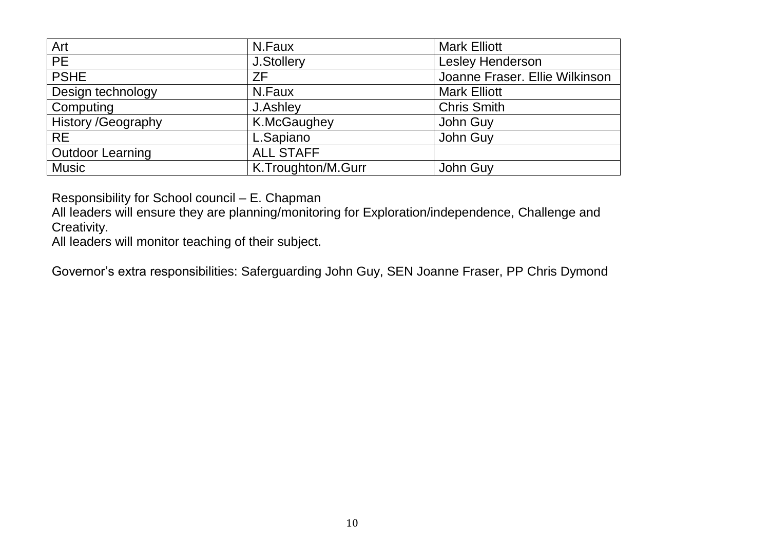| | | |
|---|---|---|
| Art | N.Faux | Mark Elliott |
| PE | J.Stollery | Lesley Henderson |
| PSHE | ZF | Joanne Fraser. Ellie Wilkinson |
| Design technology | N.Faux | Mark Elliott |
| Computing | J.Ashley | Chris Smith |
| History /Geography | K.McGaughey | John Guy |
| RE | L.Sapiano | John Guy |
| Outdoor Learning | ALL STAFF | |
| Music | K.Troughton/M.Gurr | John Guy |

Responsibility for School council – E. Chapman
All leaders will ensure they are planning/monitoring for Exploration/independence, Challenge and Creativity.
All leaders will monitor teaching of their subject.

Governor's extra responsibilities: Saferguarding John Guy, SEN Joanne Fraser, PP Chris Dymond